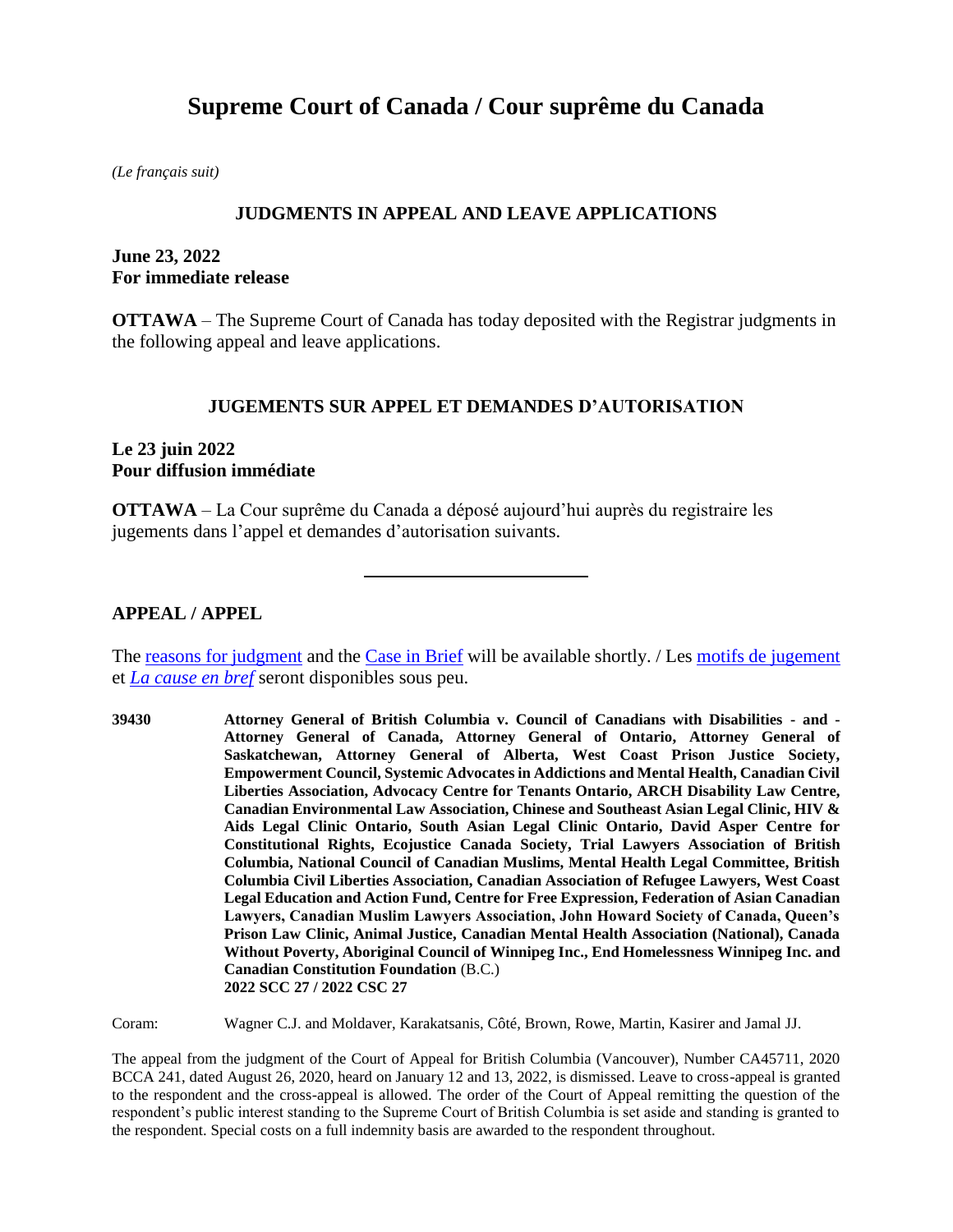# Supreme Court of Canada / Cour suprême du Canada

*(Le français suit)*

## JUDGMENTS IN APPEAL AND LEAVE APPLICATIONS

**June 23, 2022**
**For immediate release**

**OTTAWA** – The Supreme Court of Canada has today deposited with the Registrar judgments in the following appeal and leave applications.

## JUGEMENTS SUR APPEL ET DEMANDES D'AUTORISATION

**Le 23 juin 2022**
**Pour diffusion immédiate**

**OTTAWA** – La Cour suprême du Canada a déposé aujourd'hui auprès du registraire les jugements dans l'appel et demandes d'autorisation suivants.

---

### APPEAL / APPEL

The reasons for judgment and the Case in Brief will be available shortly. / Les motifs de jugement et *La cause en bref* seront disponibles sous peu.

**39430** **Attorney General of British Columbia v. Council of Canadians with Disabilities - and - Attorney General of Canada, Attorney General of Ontario, Attorney General of Saskatchewan, Attorney General of Alberta, West Coast Prison Justice Society, Empowerment Council, Systemic Advocates in Addictions and Mental Health, Canadian Civil Liberties Association, Advocacy Centre for Tenants Ontario, ARCH Disability Law Centre, Canadian Environmental Law Association, Chinese and Southeast Asian Legal Clinic, HIV & Aids Legal Clinic Ontario, South Asian Legal Clinic Ontario, David Asper Centre for Constitutional Rights, Ecojustice Canada Society, Trial Lawyers Association of British Columbia, National Council of Canadian Muslims, Mental Health Legal Committee, British Columbia Civil Liberties Association, Canadian Association of Refugee Lawyers, West Coast Legal Education and Action Fund, Centre for Free Expression, Federation of Asian Canadian Lawyers, Canadian Muslim Lawyers Association, John Howard Society of Canada, Queen's Prison Law Clinic, Animal Justice, Canadian Mental Health Association (National), Canada Without Poverty, Aboriginal Council of Winnipeg Inc., End Homelessness Winnipeg Inc. and Canadian Constitution Foundation** (B.C.)
**2022 SCC 27 / 2022 CSC 27**

Coram: Wagner C.J. and Moldaver, Karakatsanis, Côté, Brown, Rowe, Martin, Kasirer and Jamal JJ.

The appeal from the judgment of the Court of Appeal for British Columbia (Vancouver), Number CA45711, 2020 BCCA 241, dated August 26, 2020, heard on January 12 and 13, 2022, is dismissed. Leave to cross-appeal is granted to the respondent and the cross-appeal is allowed. The order of the Court of Appeal remitting the question of the respondent's public interest standing to the Supreme Court of British Columbia is set aside and standing is granted to the respondent. Special costs on a full indemnity basis are awarded to the respondent throughout.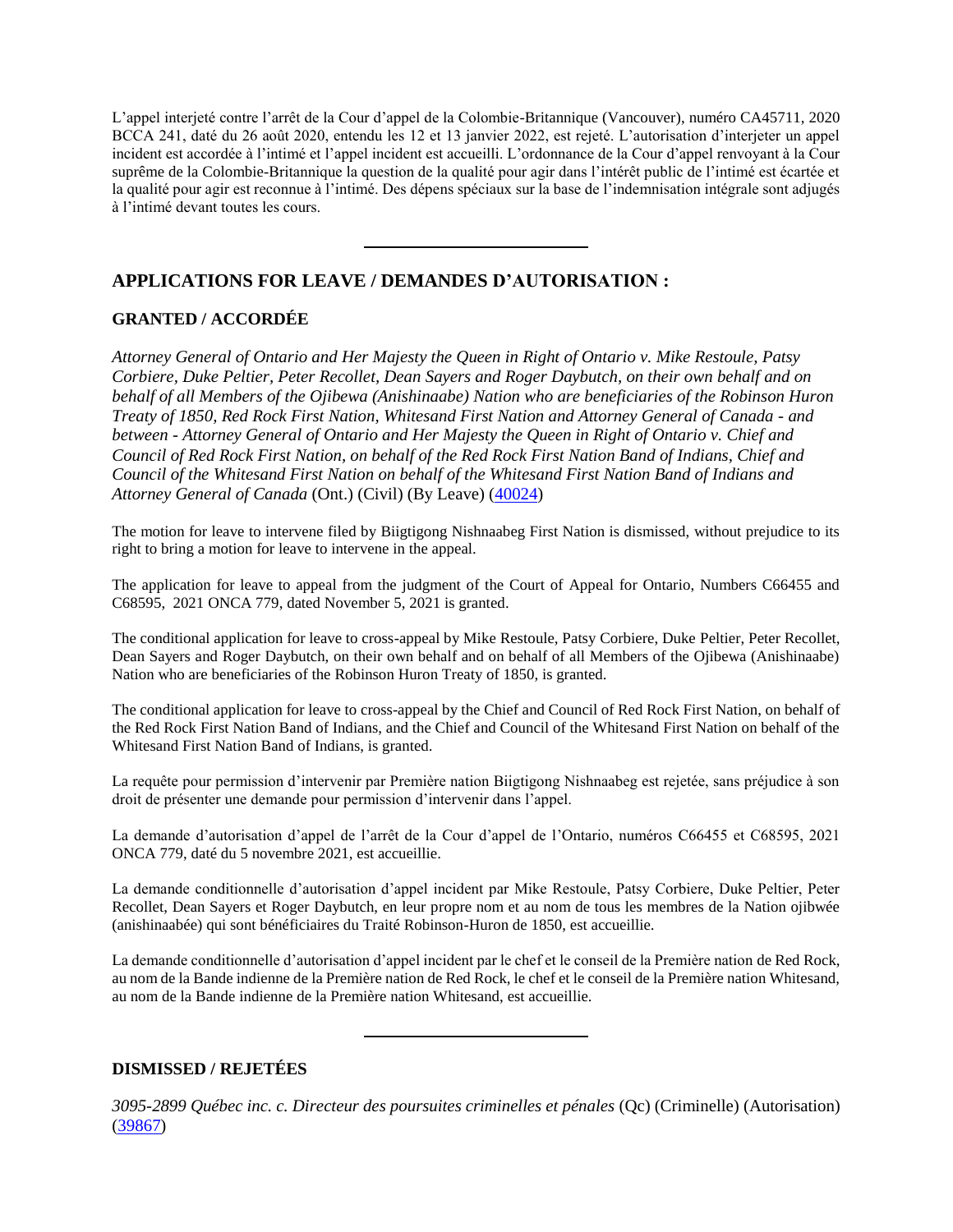L'appel interjeté contre l'arrêt de la Cour d'appel de la Colombie-Britannique (Vancouver), numéro CA45711, 2020 BCCA 241, daté du 26 août 2020, entendu les 12 et 13 janvier 2022, est rejeté. L'autorisation d'interjeter un appel incident est accordée à l'intimé et l'appel incident est accueilli. L'ordonnance de la Cour d'appel renvoyant à la Cour suprême de la Colombie-Britannique la question de la qualité pour agir dans l'intérêt public de l'intimé est écartée et la qualité pour agir est reconnue à l'intimé. Des dépens spéciaux sur la base de l'indemnisation intégrale sont adjugés à l'intimé devant toutes les cours.

---

## APPLICATIONS FOR LEAVE / DEMANDES D'AUTORISATION :

### GRANTED / ACCORDÉE

*Attorney General of Ontario and Her Majesty the Queen in Right of Ontario v. Mike Restoule, Patsy Corbiere, Duke Peltier, Peter Recollet, Dean Sayers and Roger Daybutch, on their own behalf and on behalf of all Members of the Ojibewa (Anishinaabe) Nation who are beneficiaries of the Robinson Huron Treaty of 1850, Red Rock First Nation, Whitesand First Nation and Attorney General of Canada - and between - Attorney General of Ontario and Her Majesty the Queen in Right of Ontario v. Chief and Council of Red Rock First Nation, on behalf of the Red Rock First Nation Band of Indians, Chief and Council of the Whitesand First Nation on behalf of the Whitesand First Nation Band of Indians and Attorney General of Canada* (Ont.) (Civil) (By Leave) (40024)

The motion for leave to intervene filed by Biigtigong Nishnaabeg First Nation is dismissed, without prejudice to its right to bring a motion for leave to intervene in the appeal.

The application for leave to appeal from the judgment of the Court of Appeal for Ontario, Numbers C66455 and C68595, 2021 ONCA 779, dated November 5, 2021 is granted.

The conditional application for leave to cross-appeal by Mike Restoule, Patsy Corbiere, Duke Peltier, Peter Recollet, Dean Sayers and Roger Daybutch, on their own behalf and on behalf of all Members of the Ojibewa (Anishinaabe) Nation who are beneficiaries of the Robinson Huron Treaty of 1850, is granted.

The conditional application for leave to cross-appeal by the Chief and Council of Red Rock First Nation, on behalf of the Red Rock First Nation Band of Indians, and the Chief and Council of the Whitesand First Nation on behalf of the Whitesand First Nation Band of Indians, is granted.

La requête pour permission d'intervenir par Première nation Biigtigong Nishnaabeg est rejetée, sans préjudice à son droit de présenter une demande pour permission d'intervenir dans l'appel.

La demande d'autorisation d'appel de l'arrêt de la Cour d'appel de l'Ontario, numéros C66455 et C68595, 2021 ONCA 779, daté du 5 novembre 2021, est accueillie.

La demande conditionnelle d'autorisation d'appel incident par Mike Restoule, Patsy Corbiere, Duke Peltier, Peter Recollet, Dean Sayers et Roger Daybutch, en leur propre nom et au nom de tous les membres de la Nation ojibwée (anishinaabée) qui sont bénéficiaires du Traité Robinson-Huron de 1850, est accueillie.

La demande conditionnelle d'autorisation d'appel incident par le chef et le conseil de la Première nation de Red Rock, au nom de la Bande indienne de la Première nation de Red Rock, le chef et le conseil de la Première nation Whitesand, au nom de la Bande indienne de la Première nation Whitesand, est accueillie.

---

### DISMISSED / REJETÉES

*3095-2899 Québec inc. c. Directeur des poursuites criminelles et pénales* (Qc) (Criminelle) (Autorisation) (39867)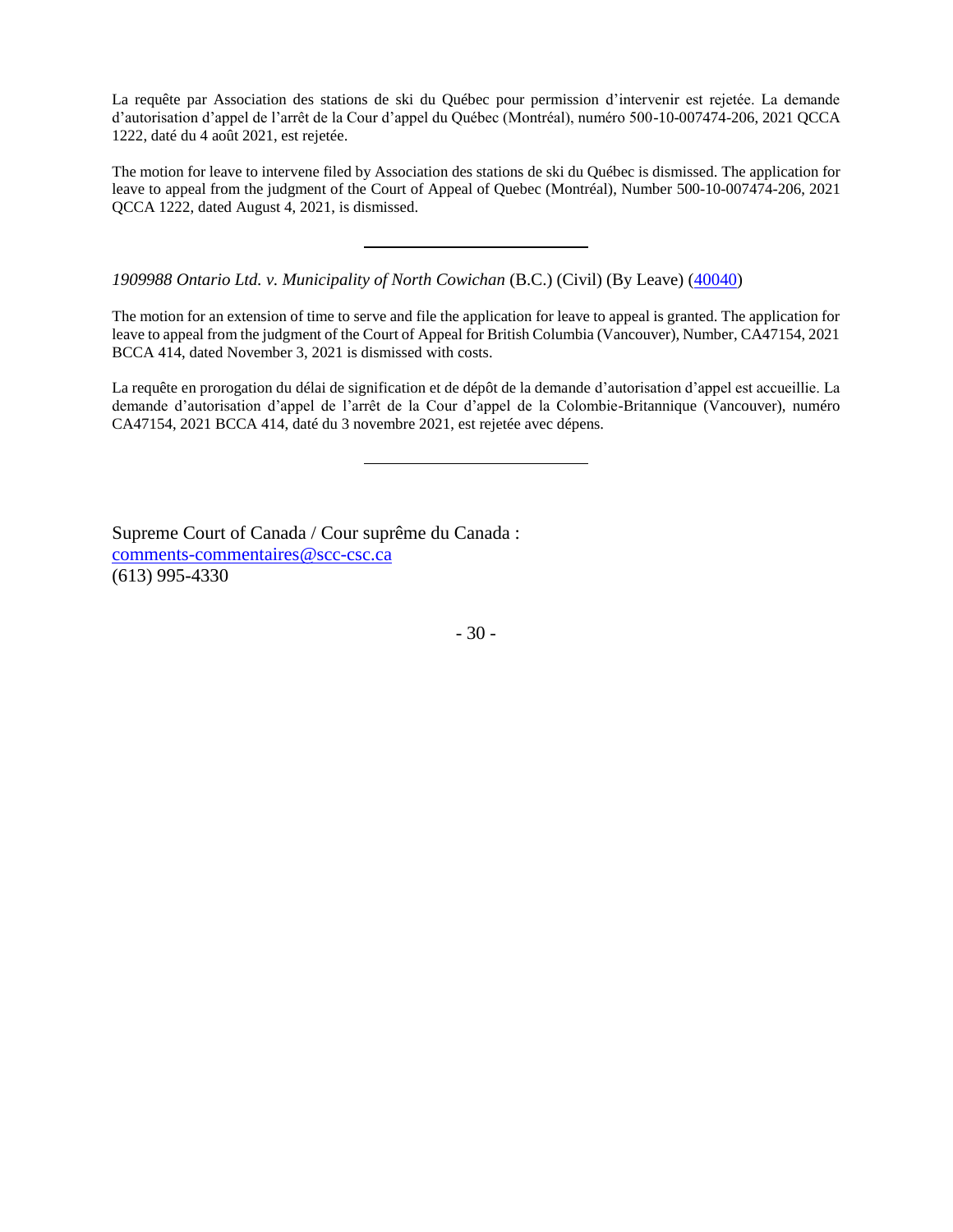La requête par Association des stations de ski du Québec pour permission d'intervenir est rejetée. La demande d'autorisation d'appel de l'arrêt de la Cour d'appel du Québec (Montréal), numéro 500-10-007474-206, 2021 QCCA 1222, daté du 4 août 2021, est rejetée.

The motion for leave to intervene filed by Association des stations de ski du Québec is dismissed. The application for leave to appeal from the judgment of the Court of Appeal of Quebec (Montréal), Number 500-10-007474-206, 2021 QCCA 1222, dated August 4, 2021, is dismissed.

---

*1909988 Ontario Ltd. v. Municipality of North Cowichan* (B.C.) (Civil) (By Leave) (40040)

The motion for an extension of time to serve and file the application for leave to appeal is granted. The application for leave to appeal from the judgment of the Court of Appeal for British Columbia (Vancouver), Number, CA47154, 2021 BCCA 414, dated November 3, 2021 is dismissed with costs.

La requête en prorogation du délai de signification et de dépôt de la demande d'autorisation d'appel est accueillie. La demande d'autorisation d'appel de l'arrêt de la Cour d'appel de la Colombie-Britannique (Vancouver), numéro CA47154, 2021 BCCA 414, daté du 3 novembre 2021, est rejetée avec dépens.

---

Supreme Court of Canada / Cour suprême du Canada :
comments-commentaires@scc-csc.ca
(613) 995-4330

\- 30 -